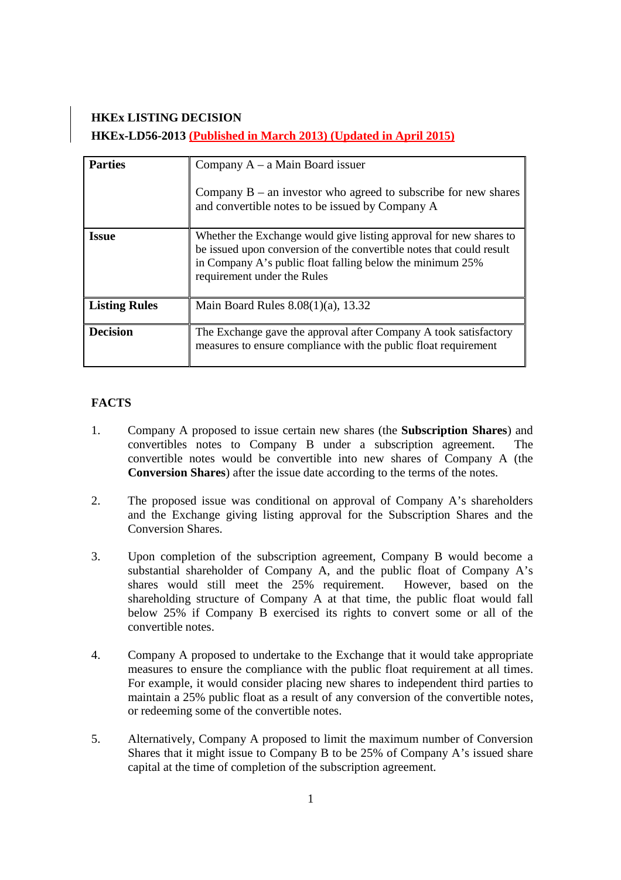**HKEx LISTING DECISION**

**HKEx-LD56-2013 (Published in March 2013) (Updated in April 2015)**

| **Parties** | Company A – a Main Board issuer<br><br>Company B – an investor who agreed to subscribe for new shares and convertible notes to be issued by Company A |
|---|---|
| **Issue** | Whether the Exchange would give listing approval for new shares to be issued upon conversion of the convertible notes that could result in Company A's public float falling below the minimum 25% requirement under the Rules |
| **Listing Rules** | Main Board Rules 8.08(1)(a), 13.32 |
| **Decision** | The Exchange gave the approval after Company A took satisfactory measures to ensure compliance with the public float requirement |

**FACTS**

1. Company A proposed to issue certain new shares (the **Subscription Shares**) and convertibles notes to Company B under a subscription agreement. The convertible notes would be convertible into new shares of Company A (the **Conversion Shares**) after the issue date according to the terms of the notes.

2. The proposed issue was conditional on approval of Company A's shareholders and the Exchange giving listing approval for the Subscription Shares and the Conversion Shares.

3. Upon completion of the subscription agreement, Company B would become a substantial shareholder of Company A, and the public float of Company A's shares would still meet the 25% requirement. However, based on the shareholding structure of Company A at that time, the public float would fall below 25% if Company B exercised its rights to convert some or all of the convertible notes.

4. Company A proposed to undertake to the Exchange that it would take appropriate measures to ensure the compliance with the public float requirement at all times. For example, it would consider placing new shares to independent third parties to maintain a 25% public float as a result of any conversion of the convertible notes, or redeeming some of the convertible notes.

5. Alternatively, Company A proposed to limit the maximum number of Conversion Shares that it might issue to Company B to be 25% of Company A's issued share capital at the time of completion of the subscription agreement.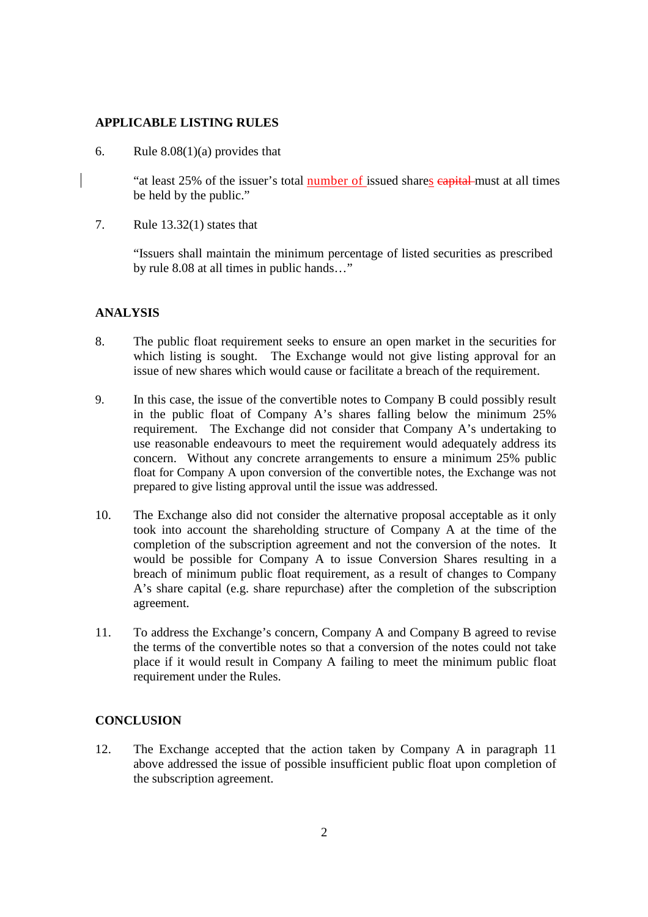## APPLICABLE LISTING RULES

6. Rule 8.08(1)(a) provides that

   "at least 25% of the issuer's total number of issued shares capital must at all times be held by the public."

7. Rule 13.32(1) states that

   "Issuers shall maintain the minimum percentage of listed securities as prescribed by rule 8.08 at all times in public hands…"

## ANALYSIS

8. The public float requirement seeks to ensure an open market in the securities for which listing is sought. The Exchange would not give listing approval for an issue of new shares which would cause or facilitate a breach of the requirement.

9. In this case, the issue of the convertible notes to Company B could possibly result in the public float of Company A's shares falling below the minimum 25% requirement. The Exchange did not consider that Company A's undertaking to use reasonable endeavours to meet the requirement would adequately address its concern. Without any concrete arrangements to ensure a minimum 25% public float for Company A upon conversion of the convertible notes, the Exchange was not prepared to give listing approval until the issue was addressed.

10. The Exchange also did not consider the alternative proposal acceptable as it only took into account the shareholding structure of Company A at the time of the completion of the subscription agreement and not the conversion of the notes. It would be possible for Company A to issue Conversion Shares resulting in a breach of minimum public float requirement, as a result of changes to Company A's share capital (e.g. share repurchase) after the completion of the subscription agreement.

11. To address the Exchange's concern, Company A and Company B agreed to revise the terms of the convertible notes so that a conversion of the notes could not take place if it would result in Company A failing to meet the minimum public float requirement under the Rules.

## CONCLUSION

12. The Exchange accepted that the action taken by Company A in paragraph 11 above addressed the issue of possible insufficient public float upon completion of the subscription agreement.